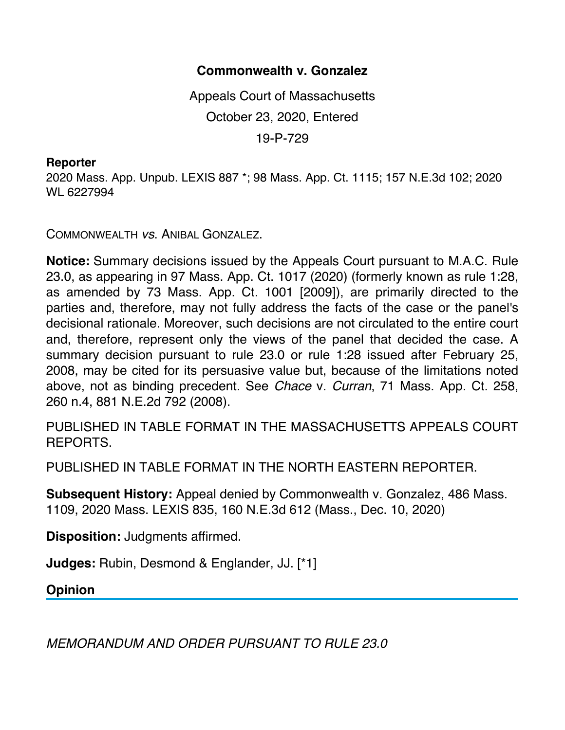# Commonwealth v. Gonzalez

Appeals Court of Massachusetts

October 23, 2020, Entered

19-P-729

**Reporter**

2020 Mass. App. Unpub. LEXIS 887 *; 98 Mass. App. Ct. 1115; 157 N.E.3d 102; 2020 WL 6227994

COMMONWEALTH *vs.* ANIBAL GONZALEZ.

**Notice:** Summary decisions issued by the Appeals Court pursuant to M.A.C. Rule 23.0, as appearing in 97 Mass. App. Ct. 1017 (2020) (formerly known as rule 1:28, as amended by 73 Mass. App. Ct. 1001 [2009]), are primarily directed to the parties and, therefore, may not fully address the facts of the case or the panel's decisional rationale. Moreover, such decisions are not circulated to the entire court and, therefore, represent only the views of the panel that decided the case. A summary decision pursuant to rule 23.0 or rule 1:28 issued after February 25, 2008, may be cited for its persuasive value but, because of the limitations noted above, not as binding precedent. See *Chace* v. *Curran*, 71 Mass. App. Ct. 258, 260 n.4, 881 N.E.2d 792 (2008).

PUBLISHED IN TABLE FORMAT IN THE MASSACHUSETTS APPEALS COURT REPORTS.

PUBLISHED IN TABLE FORMAT IN THE NORTH EASTERN REPORTER.

**Subsequent History:** Appeal denied by Commonwealth v. Gonzalez, 486 Mass. 1109, 2020 Mass. LEXIS 835, 160 N.E.3d 612 (Mass., Dec. 10, 2020)

**Disposition:** Judgments affirmed.

**Judges:** Rubin, Desmond & Englander, JJ. [*1]

## Opinion

*MEMORANDUM AND ORDER PURSUANT TO RULE 23.0*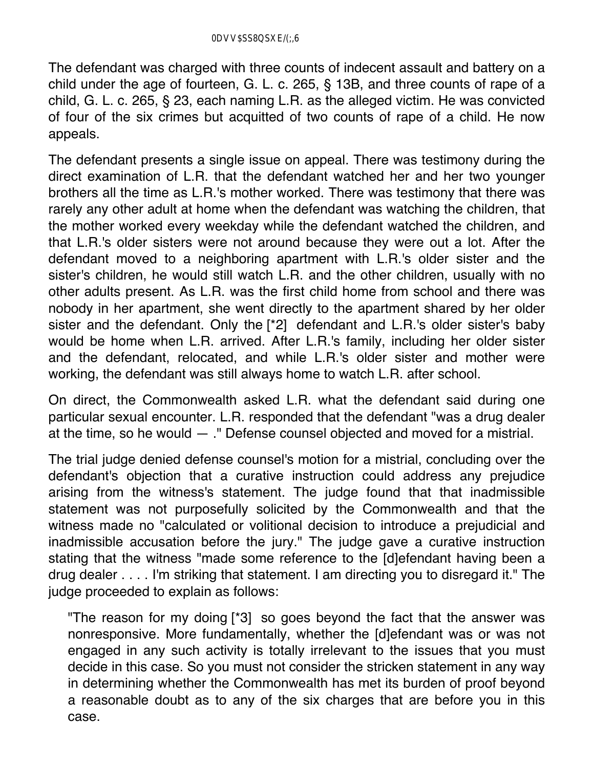The defendant was charged with three counts of indecent assault and battery on a child under the age of fourteen, G. L. c. 265, § 13B, and three counts of rape of a child, G. L. c. 265, § 23, each naming L.R. as the alleged victim. He was convicted of four of the six crimes but acquitted of two counts of rape of a child. He now appeals.

The defendant presents a single issue on appeal. There was testimony during the direct examination of L.R. that the defendant watched her and her two younger brothers all the time as L.R.'s mother worked. There was testimony that there was rarely any other adult at home when the defendant was watching the children, that the mother worked every weekday while the defendant watched the children, and that L.R.'s older sisters were not around because they were out a lot. After the defendant moved to a neighboring apartment with L.R.'s older sister and the sister's children, he would still watch L.R. and the other children, usually with no other adults present. As L.R. was the first child home from school and there was nobody in her apartment, she went directly to the apartment shared by her older sister and the defendant. Only the [*2] defendant and L.R.'s older sister's baby would be home when L.R. arrived. After L.R.'s family, including her older sister and the defendant, relocated, and while L.R.'s older sister and mother were working, the defendant was still always home to watch L.R. after school.

On direct, the Commonwealth asked L.R. what the defendant said during one particular sexual encounter. L.R. responded that the defendant "was a drug dealer at the time, so he would — ." Defense counsel objected and moved for a mistrial.

The trial judge denied defense counsel's motion for a mistrial, concluding over the defendant's objection that a curative instruction could address any prejudice arising from the witness's statement. The judge found that that inadmissible statement was not purposefully solicited by the Commonwealth and that the witness made no "calculated or volitional decision to introduce a prejudicial and inadmissible accusation before the jury." The judge gave a curative instruction stating that the witness "made some reference to the [d]efendant having been a drug dealer . . . . I'm striking that statement. I am directing you to disregard it." The judge proceeded to explain as follows:

> "The reason for my doing [*3] so goes beyond the fact that the answer was nonresponsive. More fundamentally, whether the [d]efendant was or was not engaged in any such activity is totally irrelevant to the issues that you must decide in this case. So you must not consider the stricken statement in any way in determining whether the Commonwealth has met its burden of proof beyond a reasonable doubt as to any of the six charges that are before you in this case.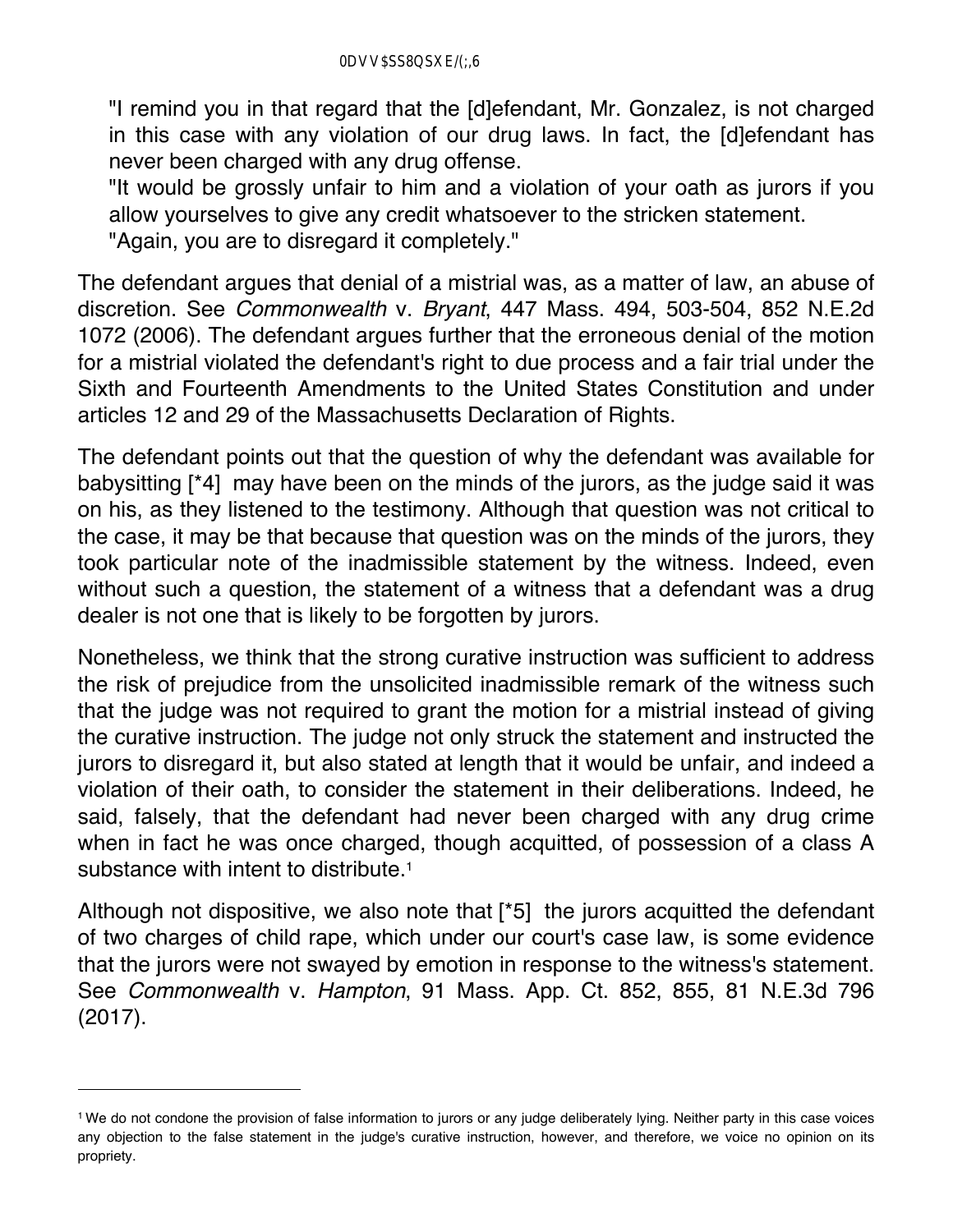"I remind you in that regard that the [d]efendant, Mr. Gonzalez, is not charged in this case with any violation of our drug laws. In fact, the [d]efendant has never been charged with any drug offense.

"It would be grossly unfair to him and a violation of your oath as jurors if you allow yourselves to give any credit whatsoever to the stricken statement.

"Again, you are to disregard it completely."

The defendant argues that denial of a mistrial was, as a matter of law, an abuse of discretion. See *Commonwealth* v. *Bryant*, 447 Mass. 494, 503-504, 852 N.E.2d 1072 (2006). The defendant argues further that the erroneous denial of the motion for a mistrial violated the defendant's right to due process and a fair trial under the Sixth and Fourteenth Amendments to the United States Constitution and under articles 12 and 29 of the Massachusetts Declaration of Rights.

The defendant points out that the question of why the defendant was available for babysitting [*4] may have been on the minds of the jurors, as the judge said it was on his, as they listened to the testimony. Although that question was not critical to the case, it may be that because that question was on the minds of the jurors, they took particular note of the inadmissible statement by the witness. Indeed, even without such a question, the statement of a witness that a defendant was a drug dealer is not one that is likely to be forgotten by jurors.

Nonetheless, we think that the strong curative instruction was sufficient to address the risk of prejudice from the unsolicited inadmissible remark of the witness such that the judge was not required to grant the motion for a mistrial instead of giving the curative instruction. The judge not only struck the statement and instructed the jurors to disregard it, but also stated at length that it would be unfair, and indeed a violation of their oath, to consider the statement in their deliberations. Indeed, he said, falsely, that the defendant had never been charged with any drug crime when in fact he was once charged, though acquitted, of possession of a class A substance with intent to distribute.[1]

Although not dispositive, we also note that [*5] the jurors acquitted the defendant of two charges of child rape, which under our court's case law, is some evidence that the jurors were not swayed by emotion in response to the witness's statement. See *Commonwealth* v. *Hampton*, 91 Mass. App. Ct. 852, 855, 81 N.E.3d 796 (2017).

---

[1] We do not condone the provision of false information to jurors or any judge deliberately lying. Neither party in this case voices any objection to the false statement in the judge's curative instruction, however, and therefore, we voice no opinion on its propriety.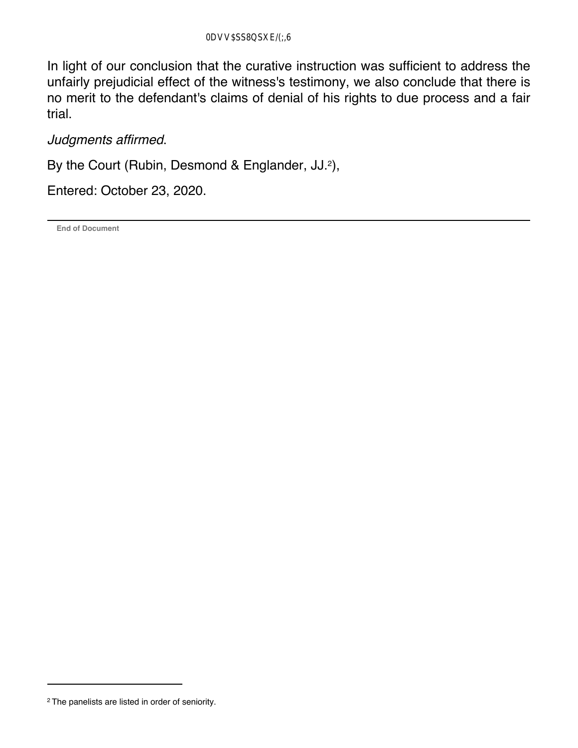In light of our conclusion that the curative instruction was sufficient to address the unfairly prejudicial effect of the witness's testimony, we also conclude that there is no merit to the defendant's claims of denial of his rights to due process and a fair trial.

*Judgments affirmed*.

By the Court (Rubin, Desmond & Englander, JJ.[2]),

Entered: October 23, 2020.

---

End of Document

[2] The panelists are listed in order of seniority.